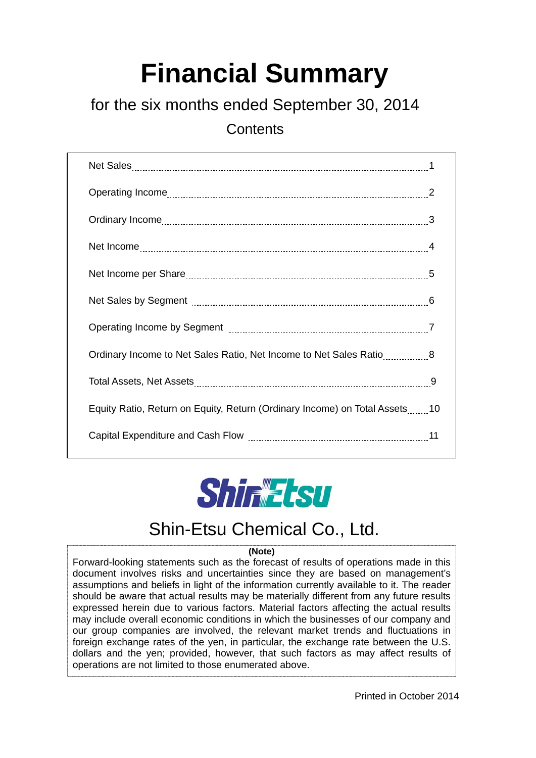# Financial Summary

## for the six months ended September 30, 2014

### Contents

| Item | Page |
|---|---|
| Net Sales | 1 |
| Operating Income | 2 |
| Ordinary Income | 3 |
| Net Income | 4 |
| Net Income per Share | 5 |
| Net Sales by Segment | 6 |
| Operating Income by Segment | 7 |
| Ordinary Income to Net Sales Ratio, Net Income to Net Sales Ratio | 8 |
| Total Assets, Net Assets | 9 |
| Equity Ratio, Return on Equity, Return (Ordinary Income) on Total Assets | 10 |
| Capital Expenditure and Cash Flow | 11 |

ShinEtsu

Shin-Etsu Chemical Co., Ltd.

**(Note)**

Forward-looking statements such as the forecast of results of operations made in this document involves risks and uncertainties since they are based on management's assumptions and beliefs in light of the information currently available to it. The reader should be aware that actual results may be materially different from any future results expressed herein due to various factors. Material factors affecting the actual results may include overall economic conditions in which the businesses of our company and our group companies are involved, the relevant market trends and fluctuations in foreign exchange rates of the yen, in particular, the exchange rate between the U.S. dollars and the yen; provided, however, that such factors as may affect results of operations are not limited to those enumerated above.

Printed in October 2014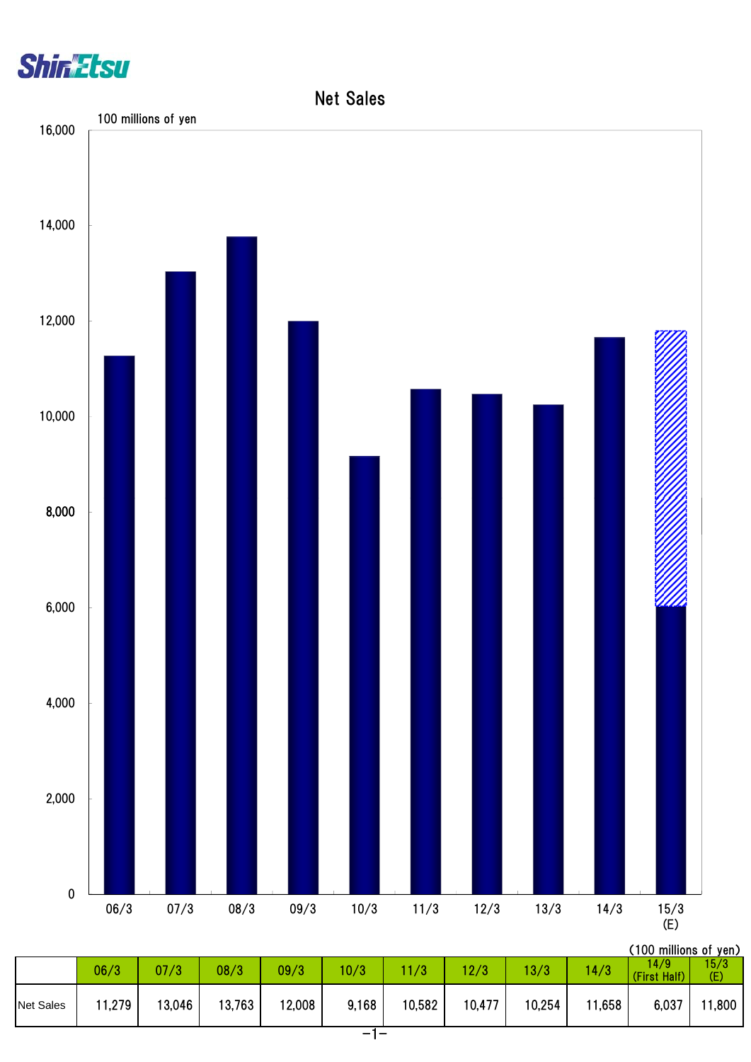# Net Sales

100 millions of yen

(100 millions of yen)

| | 06/3 | 07/3 | 08/3 | 09/3 | 10/3 | 11/3 | 12/3 | 13/3 | 14/3 | 14/9 (First Half) | 15/3 (E) |
|---|---|---|---|---|---|---|---|---|---|---|---|
| Net Sales | 11,279 | 13,046 | 13,763 | 12,008 | 9,168 | 10,582 | 10,477 | 10,254 | 11,658 | 6,037 | 11,800 |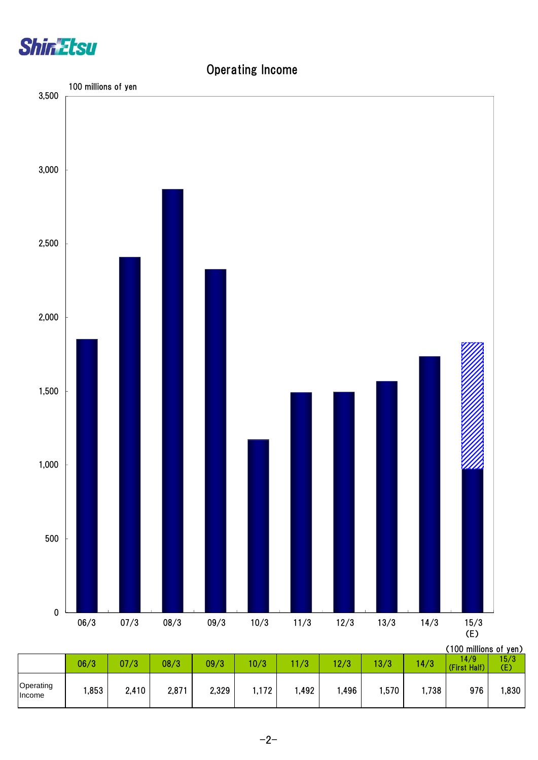# Operating Income

100 millions of yen

(100 millions of yen)

| | 06/3 | 07/3 | 08/3 | 09/3 | 10/3 | 11/3 | 12/3 | 13/3 | 14/3 | 14/9 (First Half) | 15/3 (E) |
|---|---|---|---|---|---|---|---|---|---|---|---|
| Operating Income | 1,853 | 2,410 | 2,871 | 2,329 | 1,172 | 1,492 | 1,496 | 1,570 | 1,738 | 976 | 1,830 |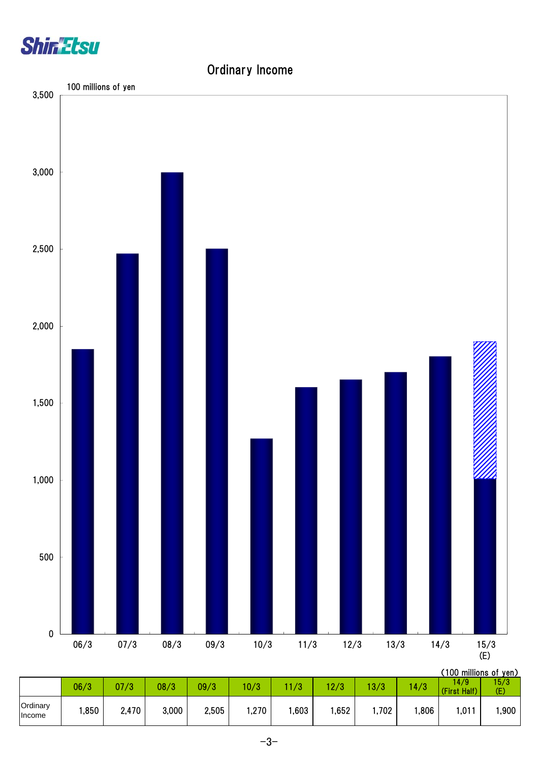# Ordinary Income

(100 millions of yen)

| | 06/3 | 07/3 | 08/3 | 09/3 | 10/3 | 11/3 | 12/3 | 13/3 | 14/3 | 14/9 (First Half) | 15/3 (E) |
|---|---|---|---|---|---|---|---|---|---|---|---|
| Ordinary Income | 1,850 | 2,470 | 3,000 | 2,505 | 1,270 | 1,603 | 1,652 | 1,702 | 1,806 | 1,011 | 1,900 |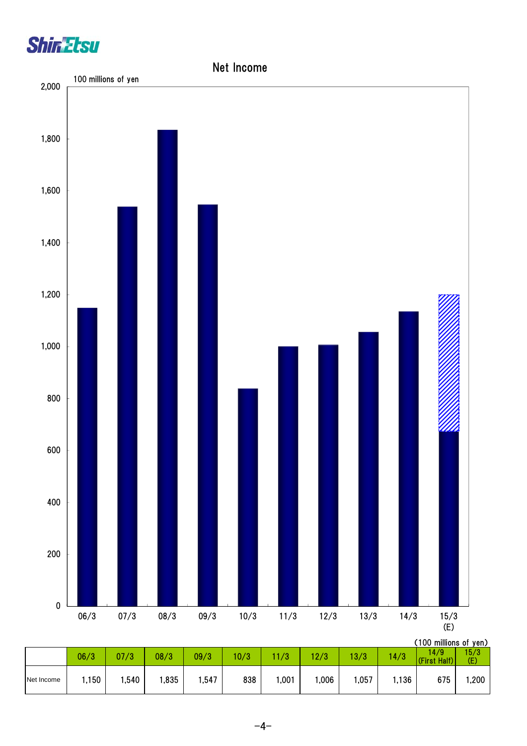# Net Income

100 millions of yen

(100 millions of yen)

| | 06/3 | 07/3 | 08/3 | 09/3 | 10/3 | 11/3 | 12/3 | 13/3 | 14/3 | 14/9 (First Half) | 15/3 (E) |
|---|---|---|---|---|---|---|---|---|---|---|---|
| Net Income | 1,150 | 1,540 | 1,835 | 1,547 | 838 | 1,001 | 1,006 | 1,057 | 1,136 | 675 | 1,200 |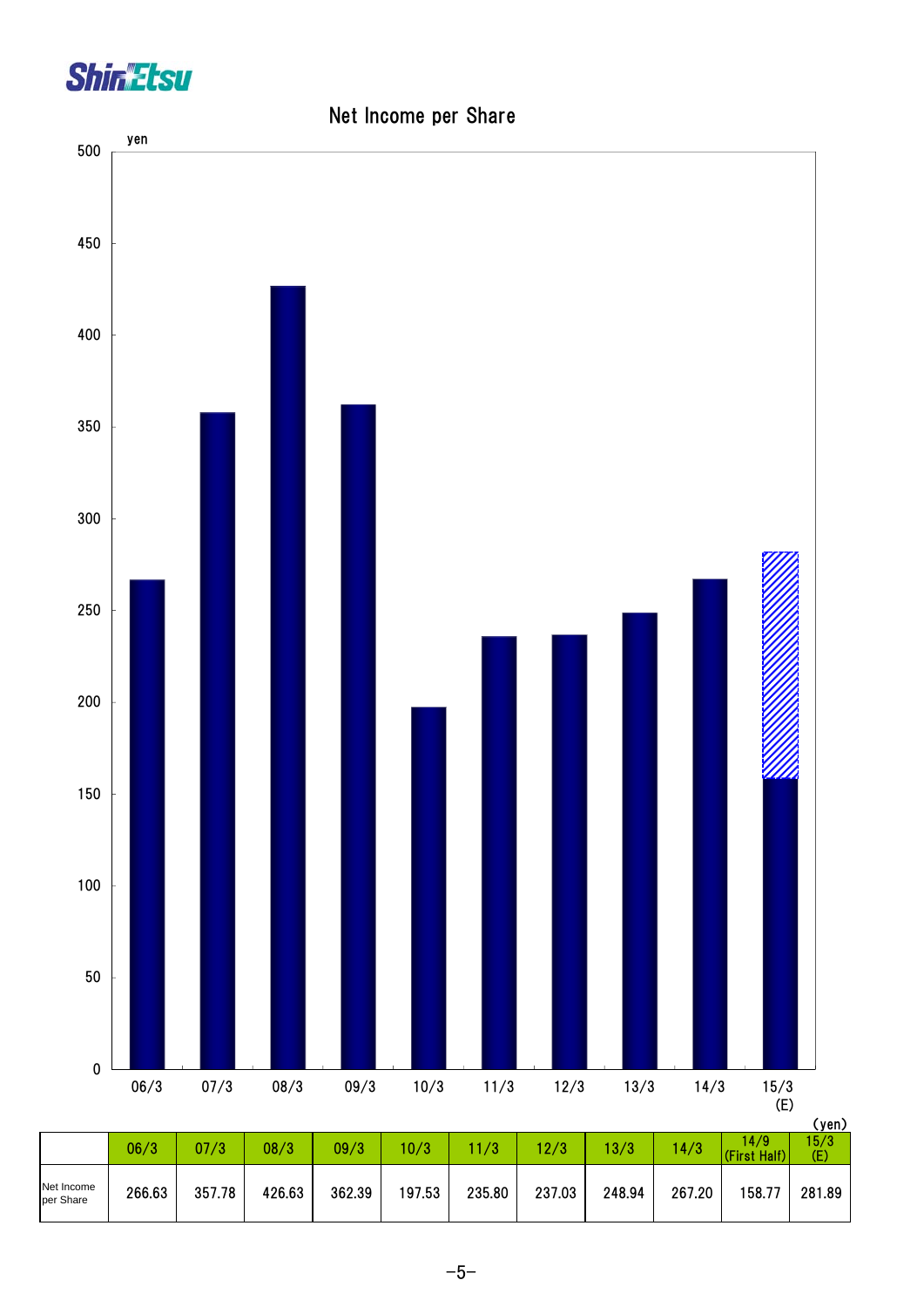# Net Income per Share

(yen)

|  | 06/3 | 07/3 | 08/3 | 09/3 | 10/3 | 11/3 | 12/3 | 13/3 | 14/3 | 14/9 (First Half) | 15/3 (E) |
|---|---|---|---|---|---|---|---|---|---|---|---|
| Net Income per Share | 266.63 | 357.78 | 426.63 | 362.39 | 197.53 | 235.80 | 237.03 | 248.94 | 267.20 | 158.77 | 281.89 |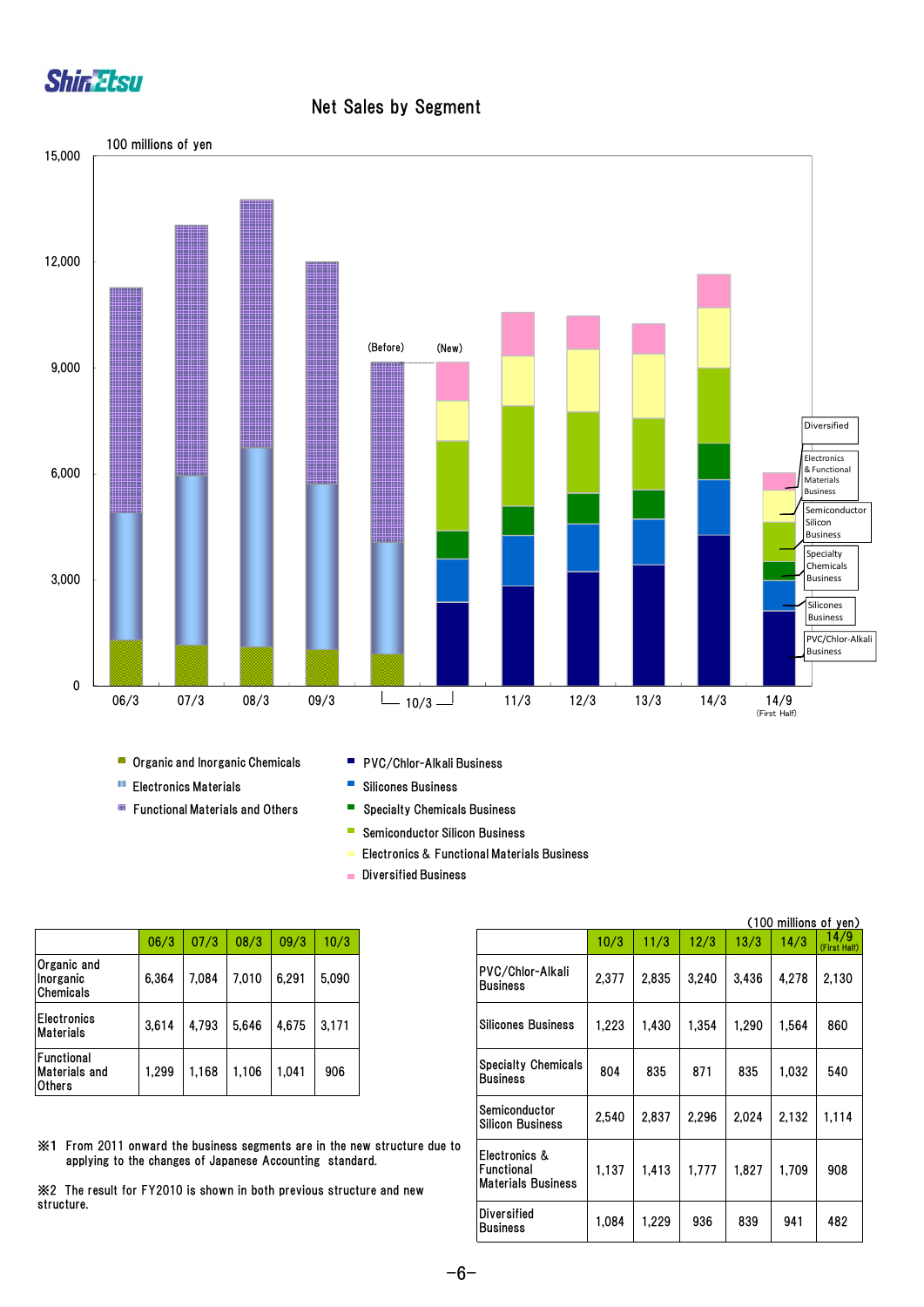# Net Sales by Segment

100 millions of yen

Organic and Inorganic Chemicals
Electronics Materials
Functional Materials and Others

PVC/Chlor-Alkali Business
Silicones Business
Specialty Chemicals Business
Semiconductor Silicon Business
Electronics & Functional Materials Business
Diversified Business

| | 06/3 | 07/3 | 08/3 | 09/3 | 10/3 |
|---|---|---|---|---|---|
| Organic and Inorganic Chemicals | 6,364 | 7,084 | 7,010 | 6,291 | 5,090 |
| Electronics Materials | 3,614 | 4,793 | 5,646 | 4,675 | 3,171 |
| Functional Materials and Others | 1,299 | 1,168 | 1,106 | 1,041 | 906 |

(100 millions of yen)

| | 10/3 | 11/3 | 12/3 | 13/3 | 14/3 | 14/9 (First Half) |
|---|---|---|---|---|---|---|
| PVC/Chlor-Alkali Business | 2,377 | 2,835 | 3,240 | 3,436 | 4,278 | 2,130 |
| Silicones Business | 1,223 | 1,430 | 1,354 | 1,290 | 1,564 | 860 |
| Specialty Chemicals Business | 804 | 835 | 871 | 835 | 1,032 | 540 |
| Semiconductor Silicon Business | 2,540 | 2,837 | 2,296 | 2,024 | 2,132 | 1,114 |
| Electronics & Functional Materials Business | 1,137 | 1,413 | 1,777 | 1,827 | 1,709 | 908 |
| Diversified Business | 1,084 | 1,229 | 936 | 839 | 941 | 482 |

※1 From 2011 onward the business segments are in the new structure due to applying to the changes of Japanese Accounting standard.

※2 The result for FY2010 is shown in both previous structure and new structure.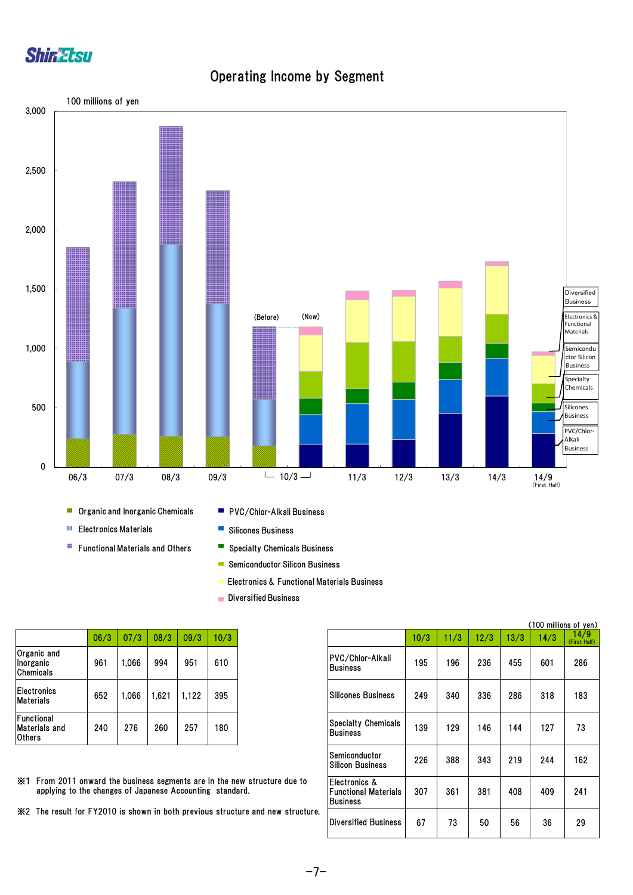# Operating Income by Segment

100 millions of yen

Organic and Inorganic Chemicals
Electronics Materials
Functional Materials and Others
PVC/Chlor-Alkali Business
Silicones Business
Specialty Chemicals Business
Semiconductor Silicon Business
Electronics & Functional Materials Business
Diversified Business

|  | 06/3 | 07/3 | 08/3 | 09/3 | 10/3 |
|---|---|---|---|---|---|
| Organic and Inorganic Chemicals | 961 | 1,066 | 994 | 951 | 610 |
| Electronics Materials | 652 | 1,066 | 1,621 | 1,122 | 395 |
| Functional Materials and Others | 240 | 276 | 260 | 257 | 180 |

※1 From 2011 onward the business segments are in the new structure due to applying to the changes of Japanese Accounting standard.

※2 The result for FY2010 is shown in both previous structure and new structure.

(100 millions of yen)

|  | 10/3 | 11/3 | 12/3 | 13/3 | 14/3 | 14/9 (First Half) |
|---|---|---|---|---|---|---|
| PVC/Chlor-Alkali Business | 195 | 196 | 236 | 455 | 601 | 286 |
| Silicones Business | 249 | 340 | 336 | 286 | 318 | 183 |
| Specialty Chemicals Business | 139 | 129 | 146 | 144 | 127 | 73 |
| Semiconductor Silicon Business | 226 | 388 | 343 | 219 | 244 | 162 |
| Electronics & Functional Materials Business | 307 | 361 | 381 | 408 | 409 | 241 |
| Diversified Business | 67 | 73 | 50 | 56 | 36 | 29 |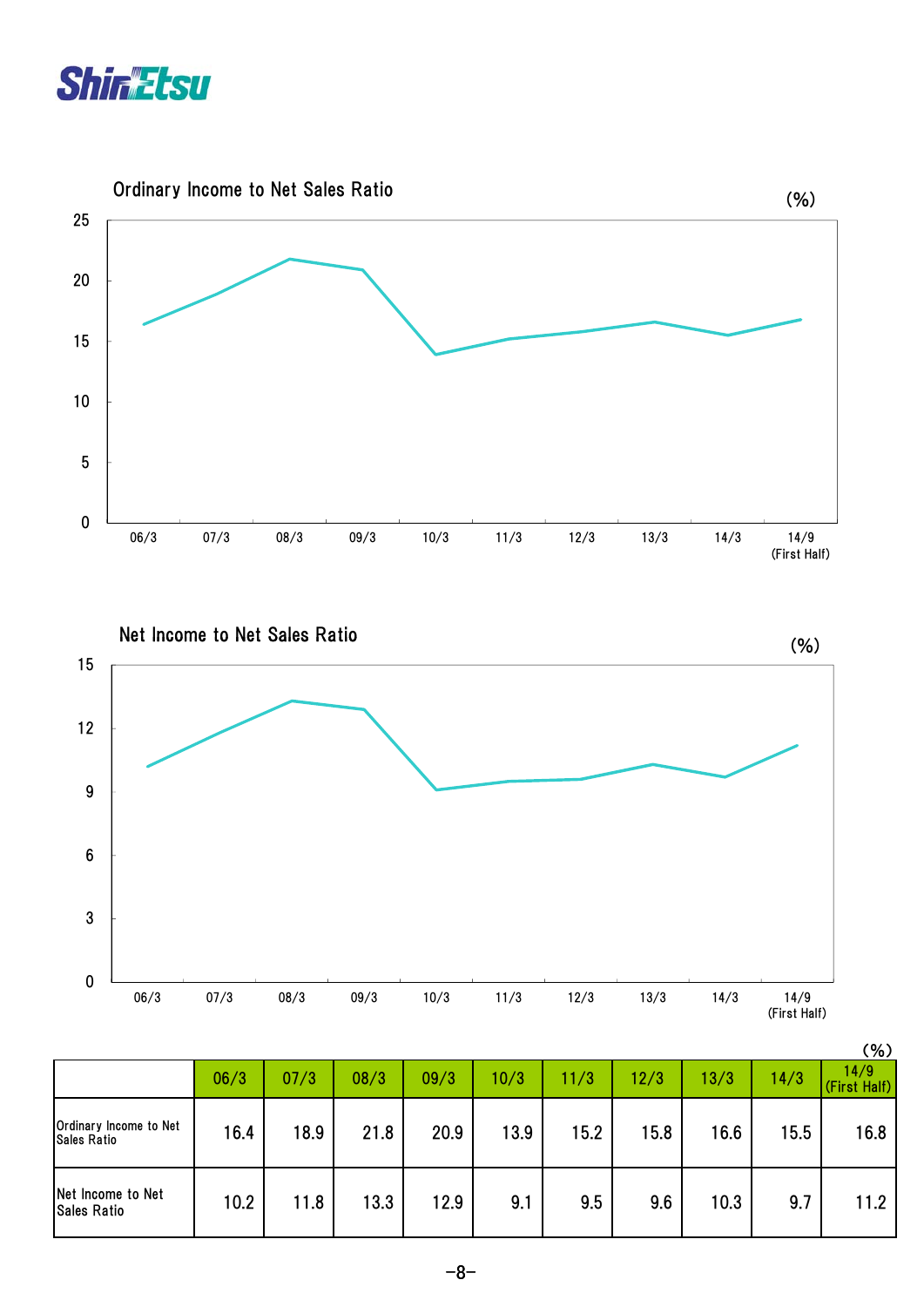## Ordinary Income to Net Sales Ratio

(%)

## Net Income to Net Sales Ratio

(%)

(%)

| | 06/3 | 07/3 | 08/3 | 09/3 | 10/3 | 11/3 | 12/3 | 13/3 | 14/3 | 14/9 (First Half) |
|---|---|---|---|---|---|---|---|---|---|---|
| Ordinary Income to Net Sales Ratio | 16.4 | 18.9 | 21.8 | 20.9 | 13.9 | 15.2 | 15.8 | 16.6 | 15.5 | 16.8 |
| Net Income to Net Sales Ratio | 10.2 | 11.8 | 13.3 | 12.9 | 9.1 | 9.5 | 9.6 | 10.3 | 9.7 | 11.2 |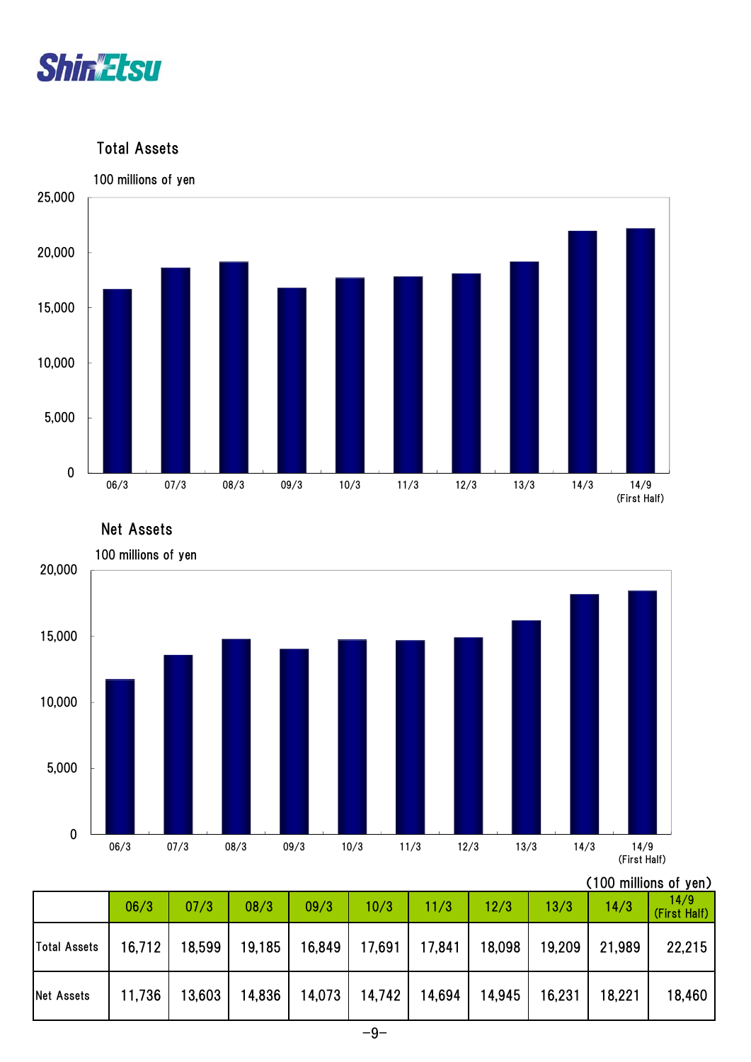## Total Assets

100 millions of yen

## Net Assets

100 millions of yen

(100 millions of yen)

| | 06/3 | 07/3 | 08/3 | 09/3 | 10/3 | 11/3 | 12/3 | 13/3 | 14/3 | 14/9 (First Half) |
|---|---|---|---|---|---|---|---|---|---|---|
| Total Assets | 16,712 | 18,599 | 19,185 | 16,849 | 17,691 | 17,841 | 18,098 | 19,209 | 21,989 | 22,215 |
| Net Assets | 11,736 | 13,603 | 14,836 | 14,073 | 14,742 | 14,694 | 14,945 | 16,231 | 18,221 | 18,460 |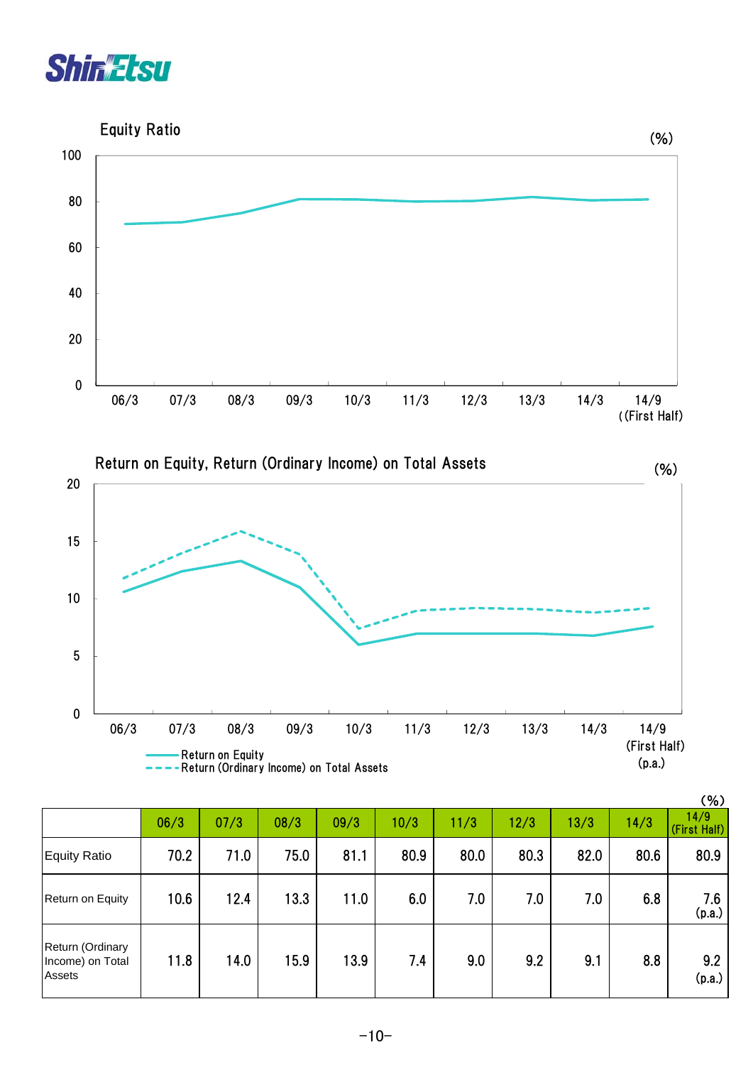## Equity Ratio

(%)

## Return on Equity, Return (Ordinary Income) on Total Assets

(%)

Return on Equity
Return (Ordinary Income) on Total Assets

(%)

| | 06/3 | 07/3 | 08/3 | 09/3 | 10/3 | 11/3 | 12/3 | 13/3 | 14/3 | 14/9 (First Half) |
|---|---|---|---|---|---|---|---|---|---|---|
| Equity Ratio | 70.2 | 71.0 | 75.0 | 81.1 | 80.9 | 80.0 | 80.3 | 82.0 | 80.6 | 80.9 |
| Return on Equity | 10.6 | 12.4 | 13.3 | 11.0 | 6.0 | 7.0 | 7.0 | 7.0 | 6.8 | 7.6 (p.a.) |
| Return (Ordinary Income) on Total Assets | 11.8 | 14.0 | 15.9 | 13.9 | 7.4 | 9.0 | 9.2 | 9.1 | 8.8 | 9.2 (p.a.) |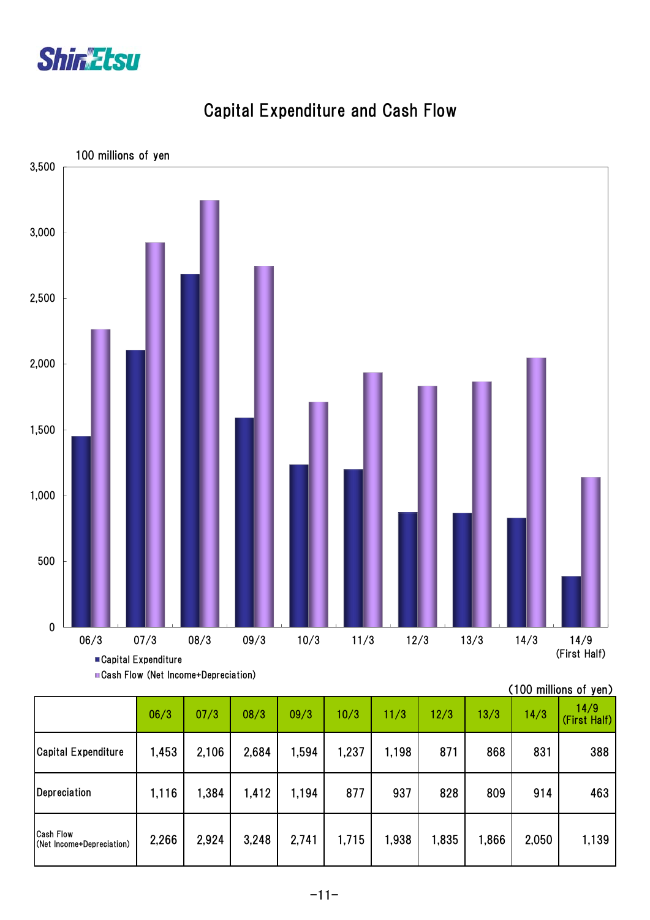# Capital Expenditure and Cash Flow

100 millions of yen

3,500
3,000
2,500
2,000
1,500
1,000
500
0

06/3 07/3 08/3 09/3 10/3 11/3 12/3 13/3 14/3 14/9 (First Half)

■Capital Expenditure
■Cash Flow (Net Income+Depreciation)

(100 millions of yen)

| | 06/3 | 07/3 | 08/3 | 09/3 | 10/3 | 11/3 | 12/3 | 13/3 | 14/3 | 14/9 (First Half) |
|---|---|---|---|---|---|---|---|---|---|---|
| Capital Expenditure | 1,453 | 2,106 | 2,684 | 1,594 | 1,237 | 1,198 | 871 | 868 | 831 | 388 |
| Depreciation | 1,116 | 1,384 | 1,412 | 1,194 | 877 | 937 | 828 | 809 | 914 | 463 |
| Cash Flow (Net Income+Depreciation) | 2,266 | 2,924 | 3,248 | 2,741 | 1,715 | 1,938 | 1,835 | 1,866 | 2,050 | 1,139 |